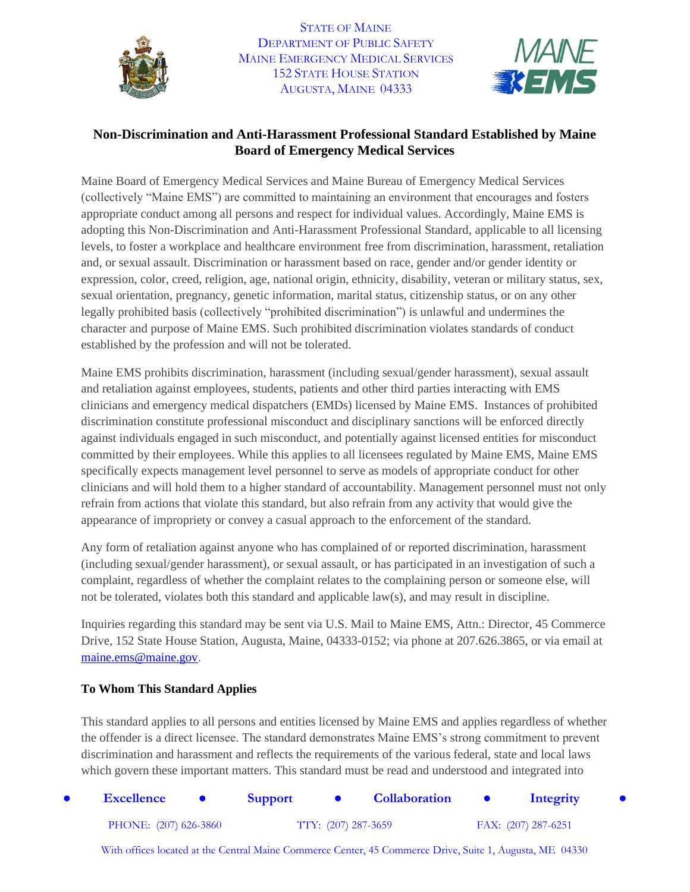STATE OF MAINE
DEPARTMENT OF PUBLIC SAFETY
MAINE EMERGENCY MEDICAL SERVICES
152 STATE HOUSE STATION
AUGUSTA, MAINE 04333

# Non-Discrimination and Anti-Harassment Professional Standard Established by Maine Board of Emergency Medical Services

Maine Board of Emergency Medical Services and Maine Bureau of Emergency Medical Services (collectively "Maine EMS") are committed to maintaining an environment that encourages and fosters appropriate conduct among all persons and respect for individual values. Accordingly, Maine EMS is adopting this Non-Discrimination and Anti-Harassment Professional Standard, applicable to all licensing levels, to foster a workplace and healthcare environment free from discrimination, harassment, retaliation and, or sexual assault. Discrimination or harassment based on race, gender and/or gender identity or expression, color, creed, religion, age, national origin, ethnicity, disability, veteran or military status, sex, sexual orientation, pregnancy, genetic information, marital status, citizenship status, or on any other legally prohibited basis (collectively "prohibited discrimination") is unlawful and undermines the character and purpose of Maine EMS. Such prohibited discrimination violates standards of conduct established by the profession and will not be tolerated.

Maine EMS prohibits discrimination, harassment (including sexual/gender harassment), sexual assault and retaliation against employees, students, patients and other third parties interacting with EMS clinicians and emergency medical dispatchers (EMDs) licensed by Maine EMS. Instances of prohibited discrimination constitute professional misconduct and disciplinary sanctions will be enforced directly against individuals engaged in such misconduct, and potentially against licensed entities for misconduct committed by their employees. While this applies to all licensees regulated by Maine EMS, Maine EMS specifically expects management level personnel to serve as models of appropriate conduct for other clinicians and will hold them to a higher standard of accountability. Management personnel must not only refrain from actions that violate this standard, but also refrain from any activity that would give the appearance of impropriety or convey a casual approach to the enforcement of the standard.

Any form of retaliation against anyone who has complained of or reported discrimination, harassment (including sexual/gender harassment), or sexual assault, or has participated in an investigation of such a complaint, regardless of whether the complaint relates to the complaining person or someone else, will not be tolerated, violates both this standard and applicable law(s), and may result in discipline.

Inquiries regarding this standard may be sent via U.S. Mail to Maine EMS, Attn.: Director, 45 Commerce Drive, 152 State House Station, Augusta, Maine, 04333-0152; via phone at 207.626.3865, or via email at maine.ems@maine.gov.

## To Whom This Standard Applies

This standard applies to all persons and entities licensed by Maine EMS and applies regardless of whether the offender is a direct licensee. The standard demonstrates Maine EMS's strong commitment to prevent discrimination and harassment and reflects the requirements of the various federal, state and local laws which govern these important matters. This standard must be read and understood and integrated into

● Excellence ● Support ● Collaboration ● Integrity ●

PHONE: (207) 626-3860 TTY: (207) 287-3659 FAX: (207) 287-6251

With offices located at the Central Maine Commerce Center, 45 Commerce Drive, Suite 1, Augusta, ME 04330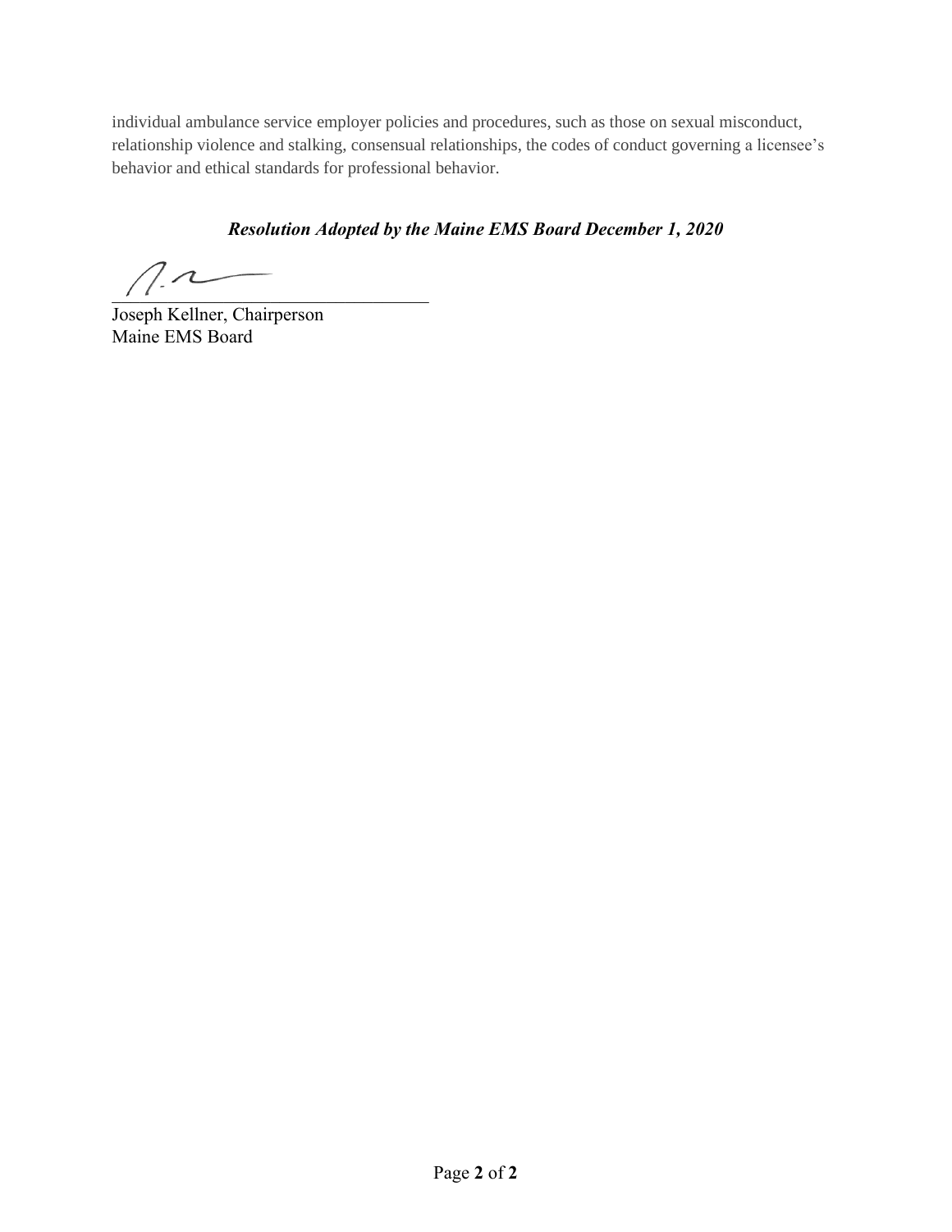individual ambulance service employer policies and procedures, such as those on sexual misconduct, relationship violence and stalking, consensual relationships, the codes of conduct governing a licensee's behavior and ethical standards for professional behavior.

***Resolution Adopted by the Maine EMS Board December 1, 2020***

Joseph Kellner, Chairperson
Maine EMS Board